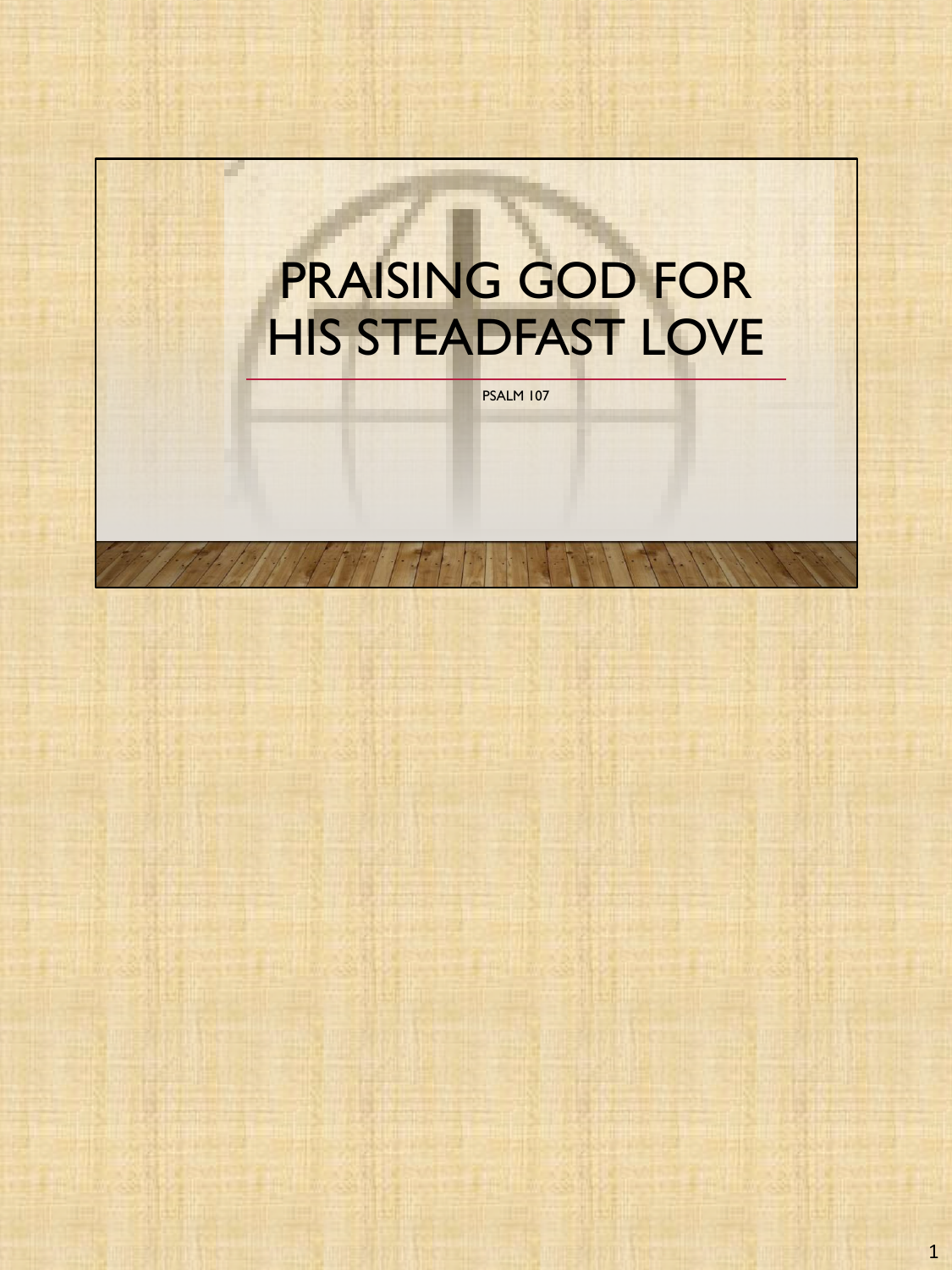# PRAISING GOD FOR HIS STEADFAST LOVE

PSALM 107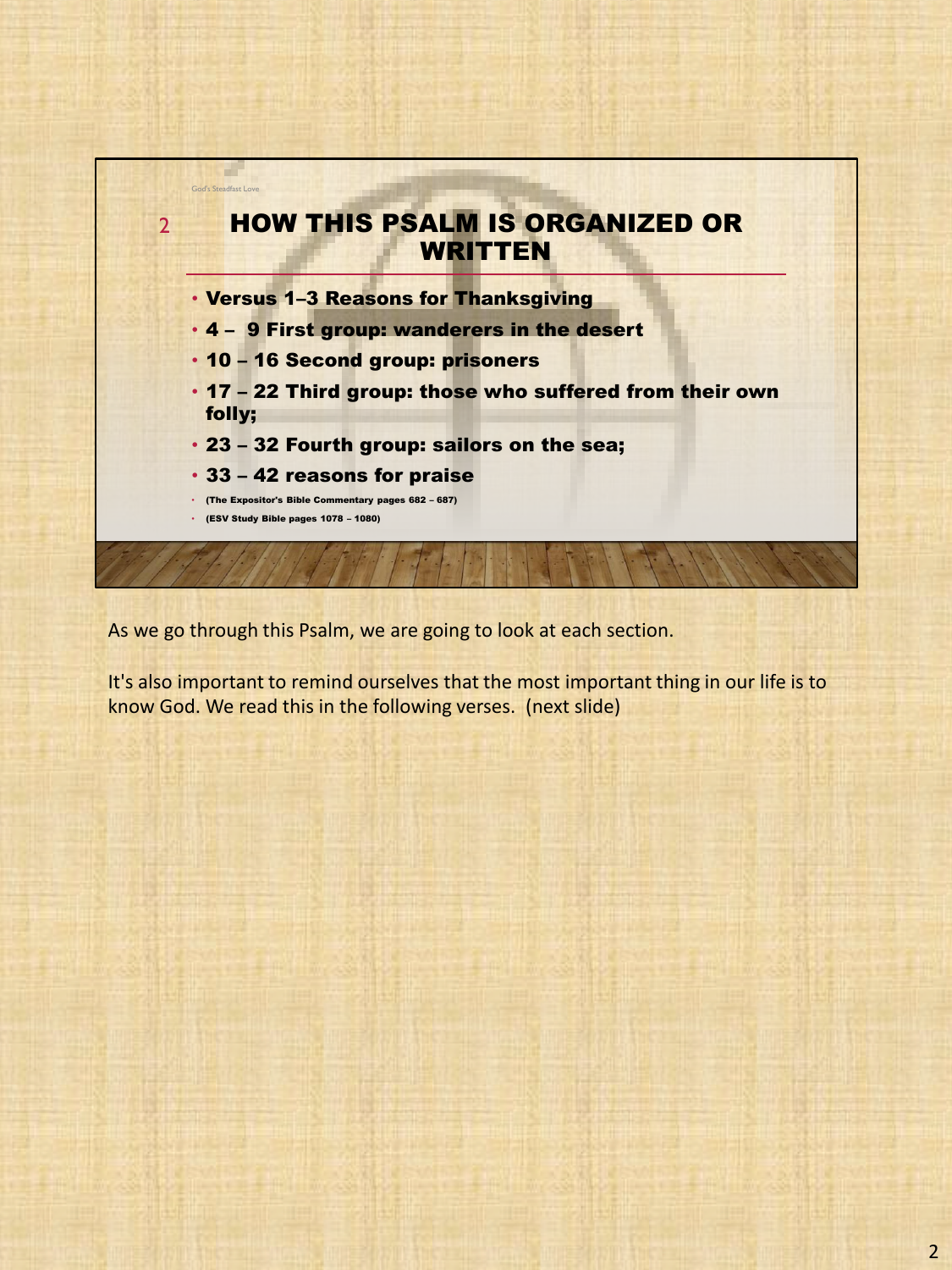God's Steadfast Love

## HOW THIS PSALM IS ORGANIZED OR WRITTEN

- **Versus 1–3 Reasons for Thanksgiving**
- **4 – 9 First group: wanderers in the desert**
- **10 – 16 Second group: prisoners**
- **17 – 22 Third group: those who suffered from their own folly;**
- **23 – 32 Fourth group: sailors on the sea;**
- **33 – 42 reasons for praise**
- **(The Expositor's Bible Commentary pages 682 – 687)**
- **(ESV Study Bible pages 1078 – 1080)**

As we go through this Psalm, we are going to look at each section.

It's also important to remind ourselves that the most important thing in our life is to know God. We read this in the following verses. (next slide)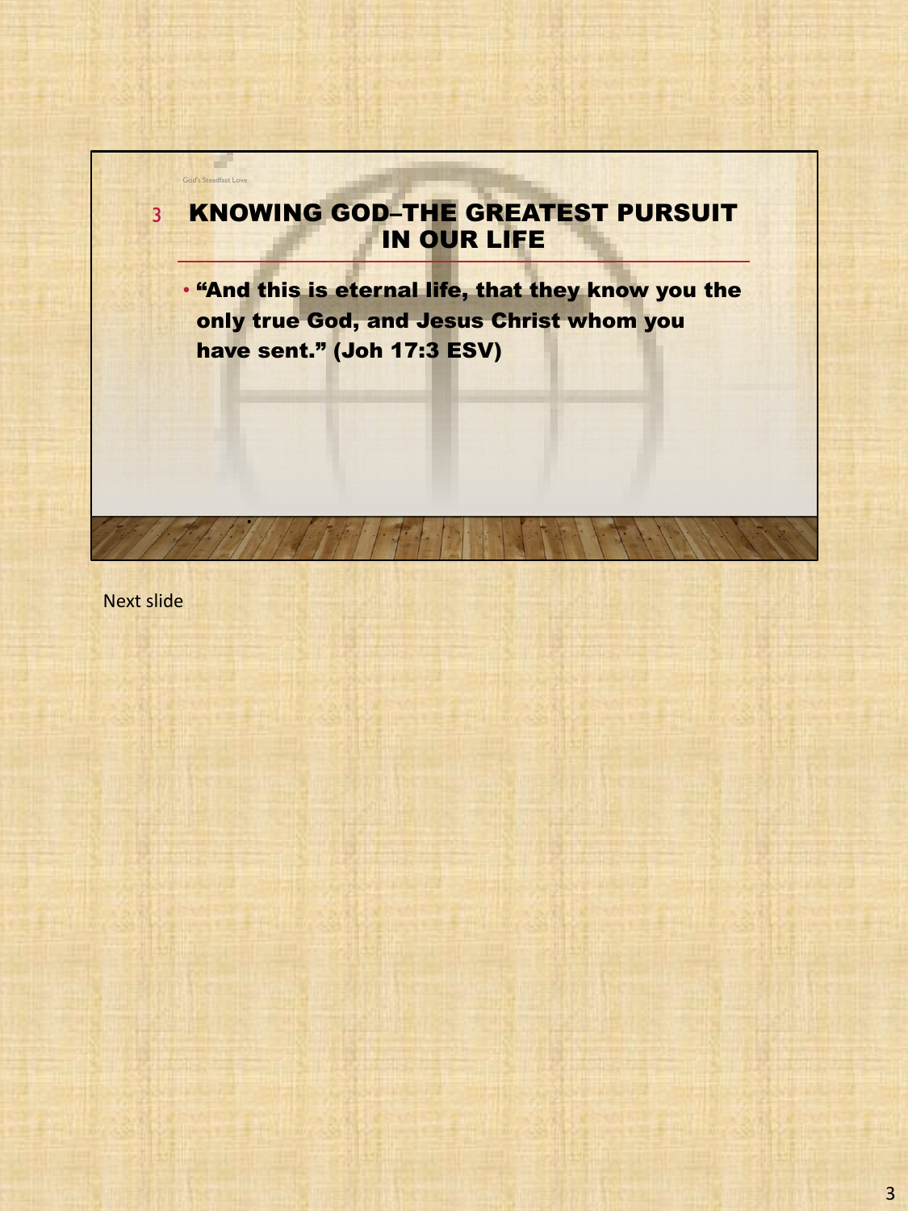God's Steadfast Love

# KNOWING GOD–THE GREATEST PURSUIT IN OUR LIFE

- **"And this is eternal life, that they know you the only true God, and Jesus Christ whom you have sent." (Joh 17:3 ESV)**

Next slide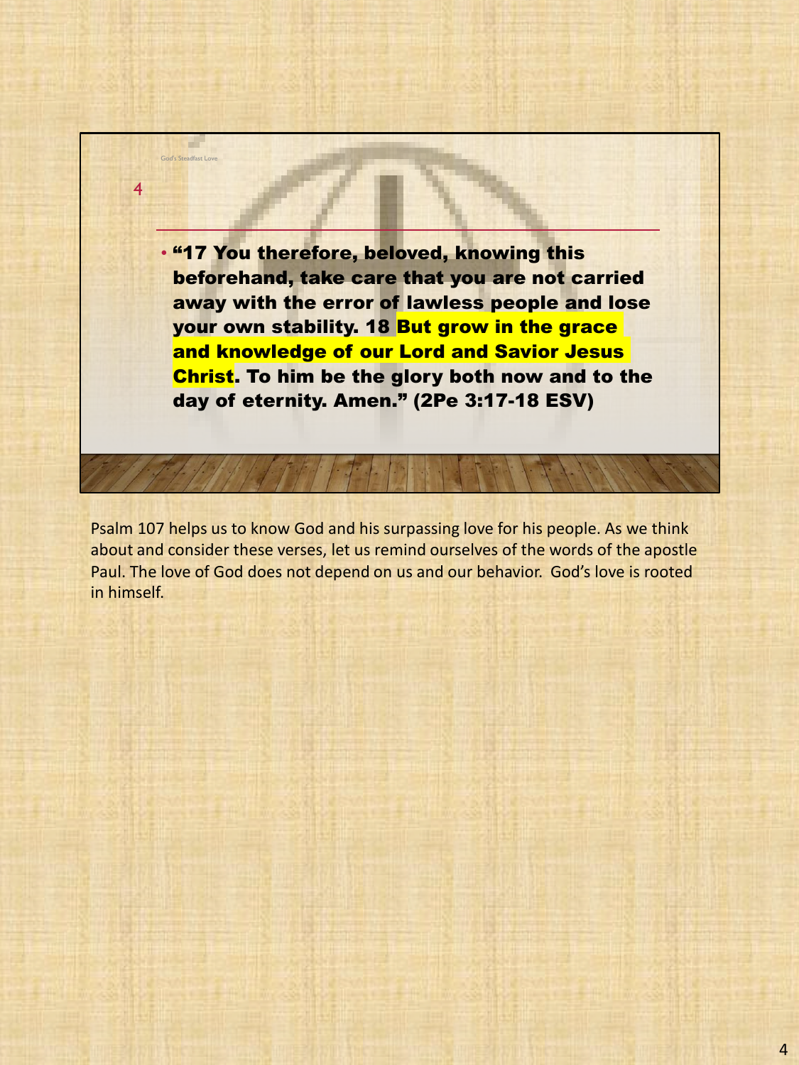- **“17 You therefore, beloved, knowing this beforehand, take care that you are not carried away with the error of lawless people and lose your own stability. 18 But grow in the grace and knowledge of our Lord and Savior Jesus Christ. To him be the glory both now and to the day of eternity. Amen.” (2Pe 3:17-18 ESV)**

Psalm 107 helps us to know God and his surpassing love for his people. As we think about and consider these verses, let us remind ourselves of the words of the apostle Paul. The love of God does not depend on us and our behavior. God’s love is rooted in himself.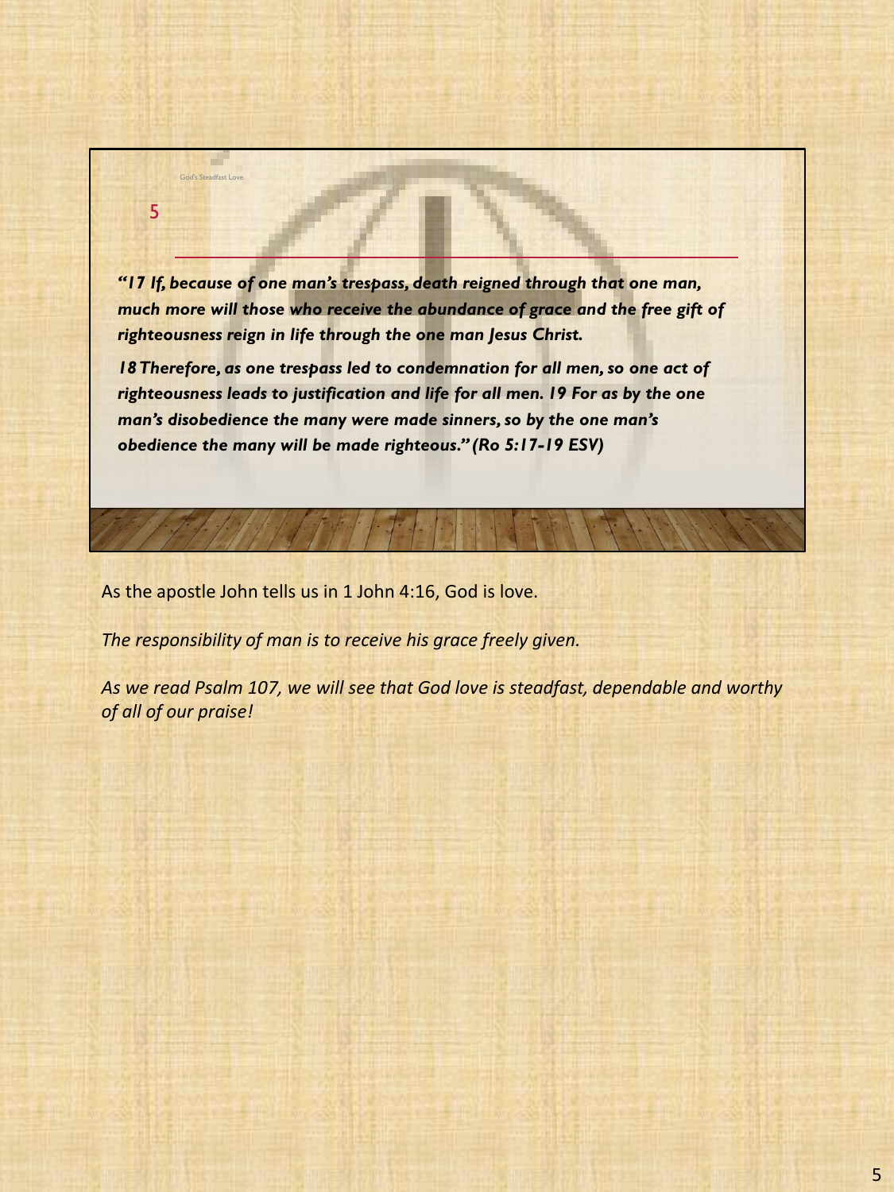God's Steadfast Love

*"17 If, because of one man's trespass, death reigned through that one man, much more will those who receive the abundance of grace and the free gift of righteousness reign in life through the one man Jesus Christ.*

*18 Therefore, as one trespass led to condemnation for all men, so one act of righteousness leads to justification and life for all men. 19 For as by the one man's disobedience the many were made sinners, so by the one man's obedience the many will be made righteous." (Ro 5:17-19 ESV)*

As the apostle John tells us in 1 John 4:16, God is love.

*The responsibility of man is to receive his grace freely given.*

*As we read Psalm 107, we will see that God love is steadfast, dependable and worthy of all of our praise!*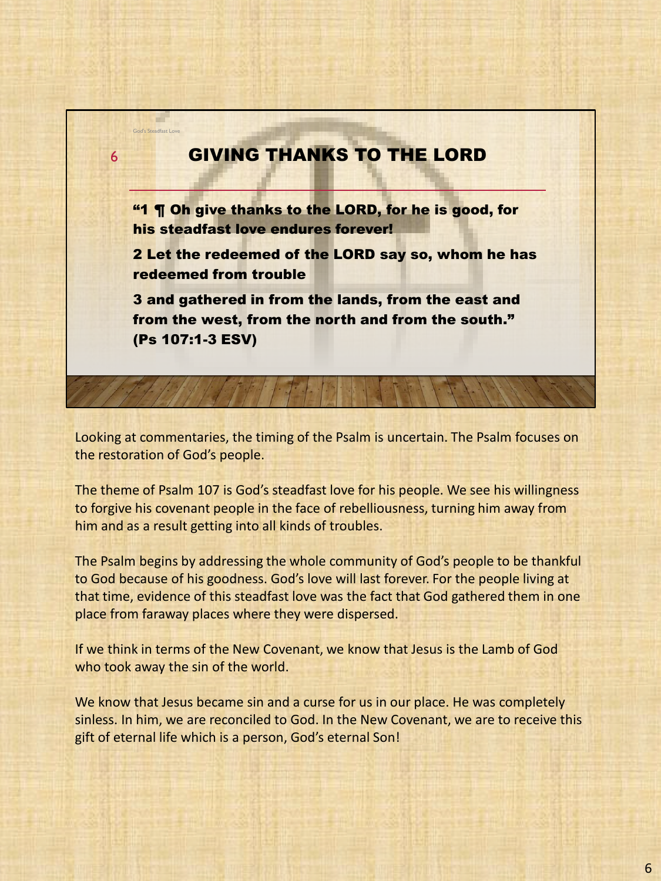God's Steadfast Love

## GIVING THANKS TO THE LORD

**"1 ¶ Oh give thanks to the LORD, for he is good, for his steadfast love endures forever!**

**2 Let the redeemed of the LORD say so, whom he has redeemed from trouble**

**3 and gathered in from the lands, from the east and from the west, from the north and from the south." (Ps 107:1-3 ESV)**

Looking at commentaries, the timing of the Psalm is uncertain. The Psalm focuses on the restoration of God's people.

The theme of Psalm 107 is God's steadfast love for his people. We see his willingness to forgive his covenant people in the face of rebelliousness, turning him away from him and as a result getting into all kinds of troubles.

The Psalm begins by addressing the whole community of God's people to be thankful to God because of his goodness. God's love will last forever. For the people living at that time, evidence of this steadfast love was the fact that God gathered them in one place from faraway places where they were dispersed.

If we think in terms of the New Covenant, we know that Jesus is the Lamb of God who took away the sin of the world.

We know that Jesus became sin and a curse for us in our place. He was completely sinless. In him, we are reconciled to God. In the New Covenant, we are to receive this gift of eternal life which is a person, God's eternal Son!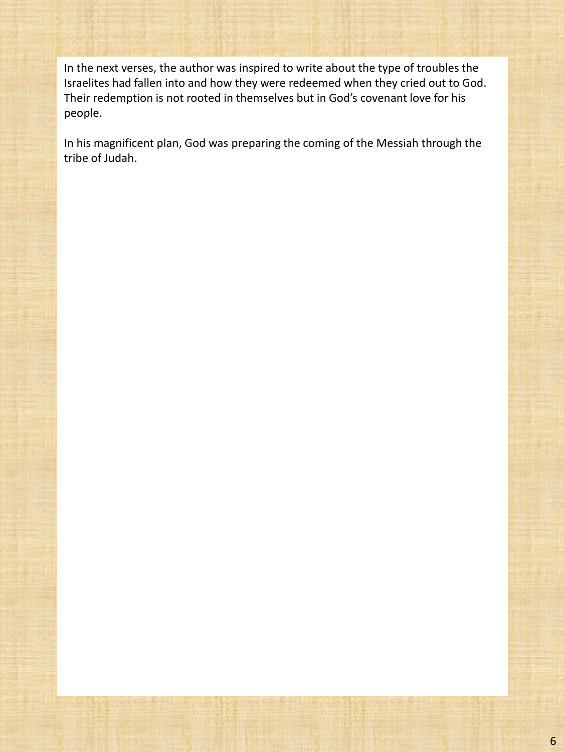In the next verses, the author was inspired to write about the type of troubles the Israelites had fallen into and how they were redeemed when they cried out to God. Their redemption is not rooted in themselves but in God's covenant love for his people.

In his magnificent plan, God was preparing the coming of the Messiah through the tribe of Judah.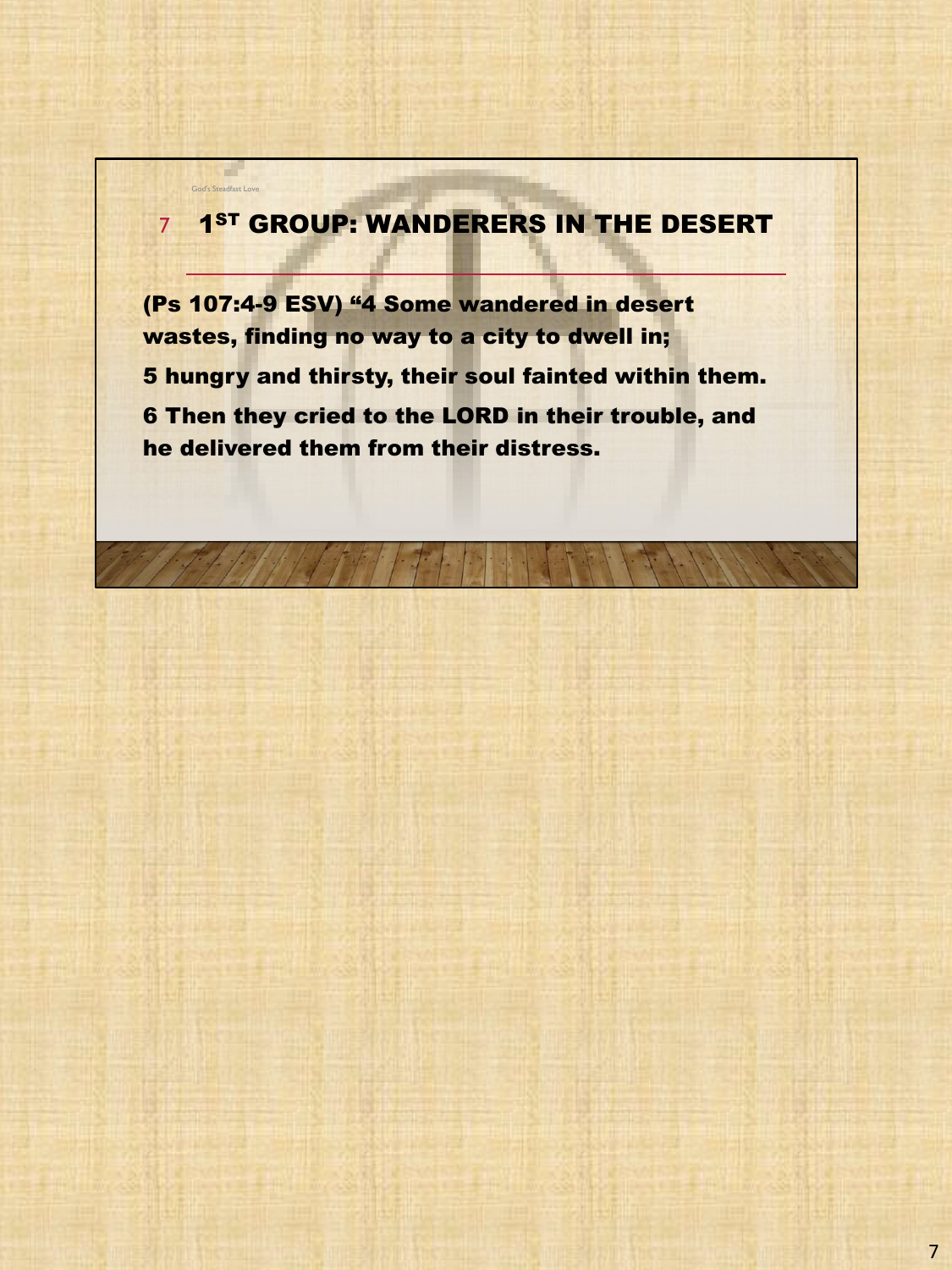## 1ST GROUP: WANDERERS IN THE DESERT

**(Ps 107:4-9 ESV) "4 Some wandered in desert wastes, finding no way to a city to dwell in;**

**5 hungry and thirsty, their soul fainted within them.**

**6 Then they cried to the LORD in their trouble, and he delivered them from their distress.**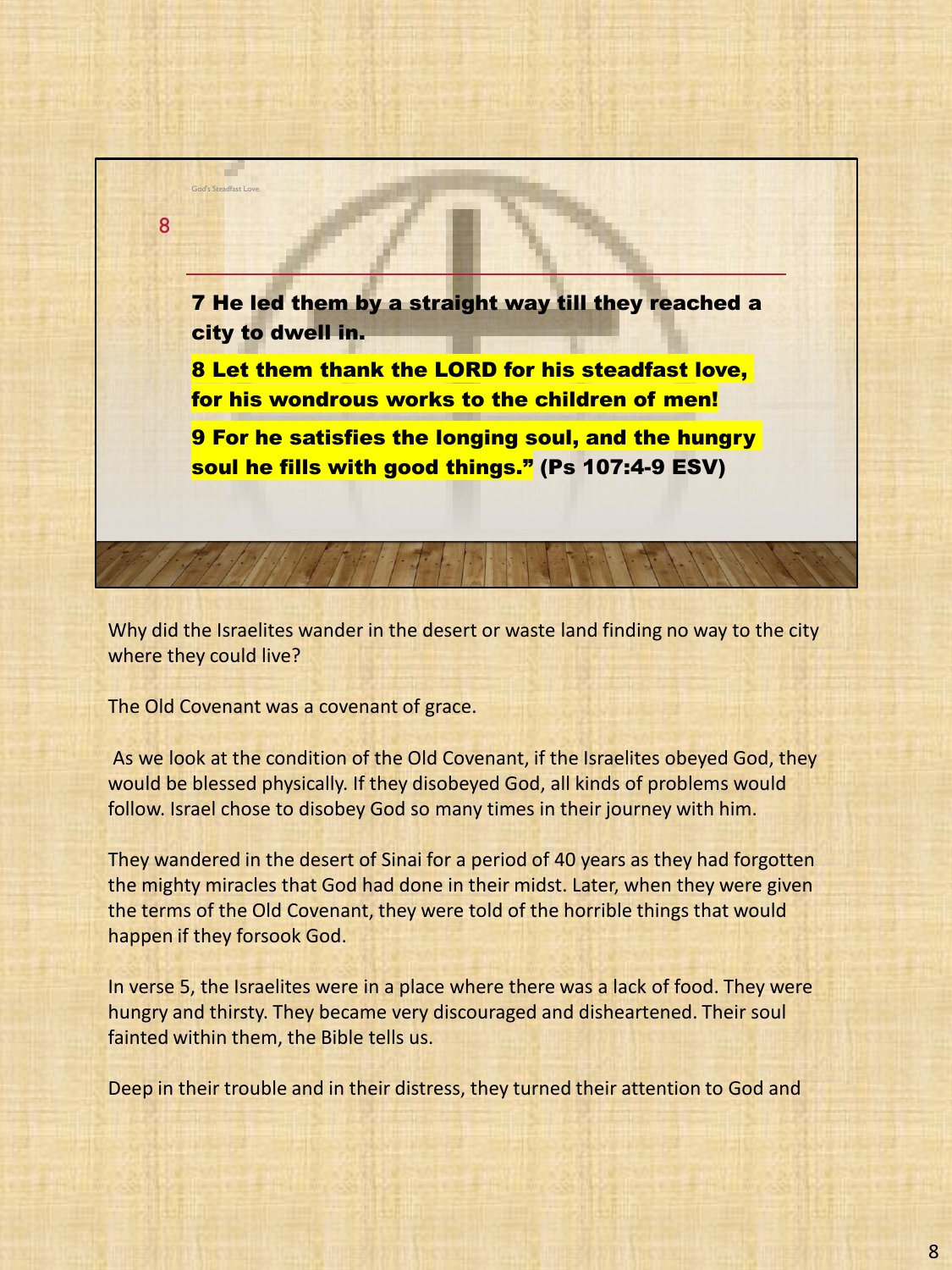God's Steadfast Love

8

**7 He led them by a straight way till they reached a city to dwell in.**

**8 Let them thank the LORD for his steadfast love, for his wondrous works to the children of men!**

**9 For he satisfies the longing soul, and the hungry soul he fills with good things." (Ps 107:4-9 ESV)**

Why did the Israelites wander in the desert or waste land finding no way to the city where they could live?

The Old Covenant was a covenant of grace.

As we look at the condition of the Old Covenant, if the Israelites obeyed God, they would be blessed physically. If they disobeyed God, all kinds of problems would follow. Israel chose to disobey God so many times in their journey with him.

They wandered in the desert of Sinai for a period of 40 years as they had forgotten the mighty miracles that God had done in their midst. Later, when they were given the terms of the Old Covenant, they were told of the horrible things that would happen if they forsook God.

In verse 5, the Israelites were in a place where there was a lack of food. They were hungry and thirsty. They became very discouraged and disheartened. Their soul fainted within them, the Bible tells us.

Deep in their trouble and in their distress, they turned their attention to God and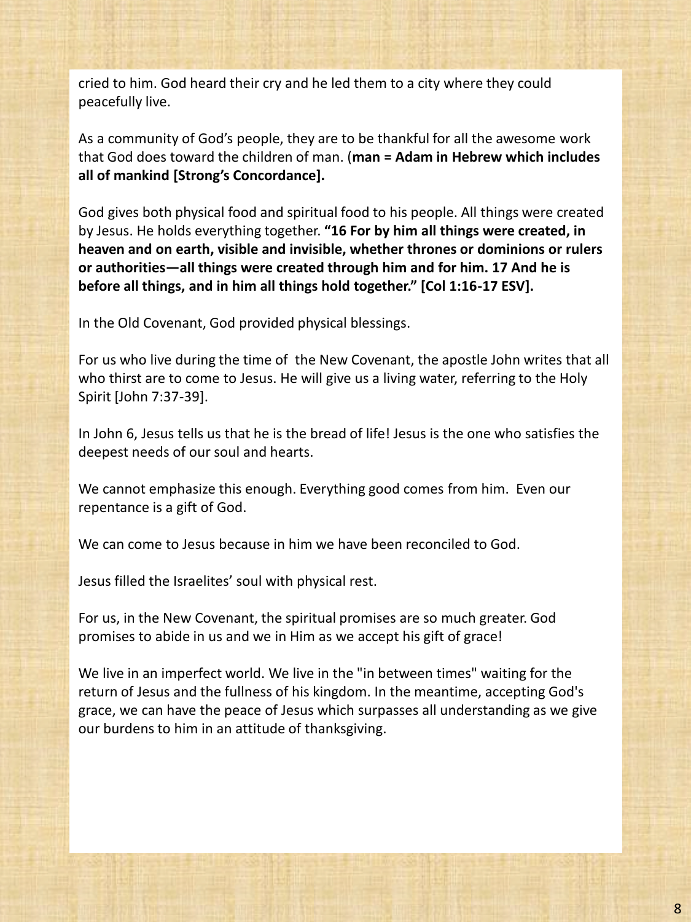cried to him. God heard their cry and he led them to a city where they could peacefully live.

As a community of God's people, they are to be thankful for all the awesome work that God does toward the children of man. (**man = Adam in Hebrew which includes all of mankind [Strong's Concordance].**

God gives both physical food and spiritual food to his people. All things were created by Jesus. He holds everything together. **"16 For by him all things were created, in heaven and on earth, visible and invisible, whether thrones or dominions or rulers or authorities—all things were created through him and for him. 17 And he is before all things, and in him all things hold together." [Col 1:16-17 ESV].**

In the Old Covenant, God provided physical blessings.

For us who live during the time of the New Covenant, the apostle John writes that all who thirst are to come to Jesus. He will give us a living water, referring to the Holy Spirit [John 7:37-39].

In John 6, Jesus tells us that he is the bread of life! Jesus is the one who satisfies the deepest needs of our soul and hearts.

We cannot emphasize this enough. Everything good comes from him. Even our repentance is a gift of God.

We can come to Jesus because in him we have been reconciled to God.

Jesus filled the Israelites' soul with physical rest.

For us, in the New Covenant, the spiritual promises are so much greater. God promises to abide in us and we in Him as we accept his gift of grace!

We live in an imperfect world. We live in the "in between times" waiting for the return of Jesus and the fullness of his kingdom. In the meantime, accepting God's grace, we can have the peace of Jesus which surpasses all understanding as we give our burdens to him in an attitude of thanksgiving.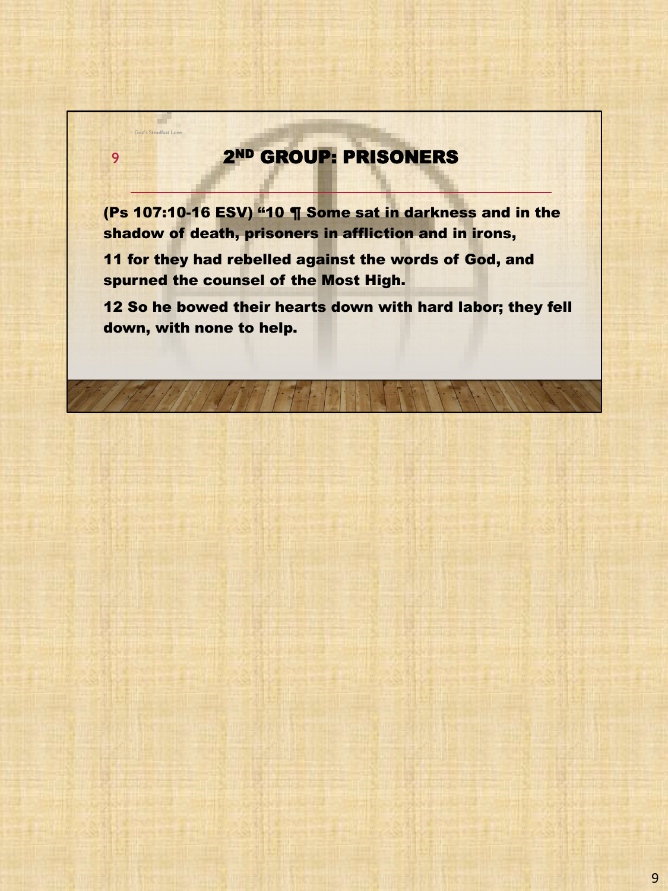## 2ND GROUP: PRISONERS

**(Ps 107:10-16 ESV) "10 ¶ Some sat in darkness and in the shadow of death, prisoners in affliction and in irons,**

**11 for they had rebelled against the words of God, and spurned the counsel of the Most High.**

**12 So he bowed their hearts down with hard labor; they fell down, with none to help.**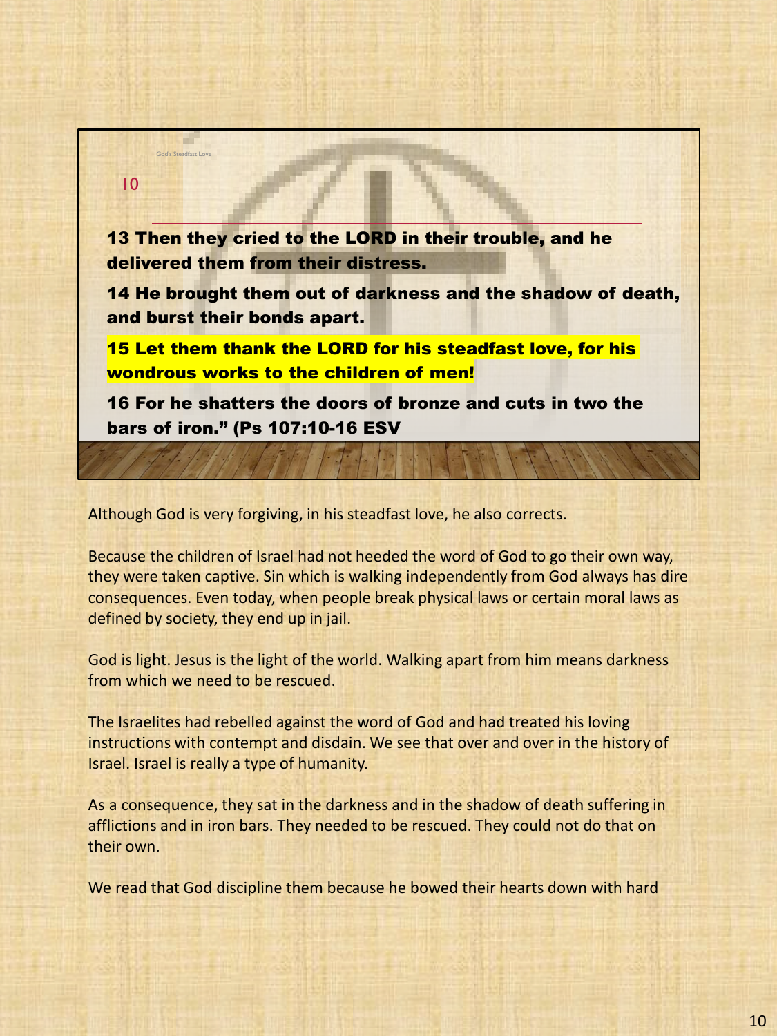God's Steadfast Love

10

**13 Then they cried to the LORD in their trouble, and he delivered them from their distress.**

**14 He brought them out of darkness and the shadow of death, and burst their bonds apart.**

**15 Let them thank the LORD for his steadfast love, for his wondrous works to the children of men!**

**16 For he shatters the doors of bronze and cuts in two the bars of iron." (Ps 107:10-16 ESV**

Although God is very forgiving, in his steadfast love, he also corrects.

Because the children of Israel had not heeded the word of God to go their own way, they were taken captive. Sin which is walking independently from God always has dire consequences. Even today, when people break physical laws or certain moral laws as defined by society, they end up in jail.

God is light. Jesus is the light of the world. Walking apart from him means darkness from which we need to be rescued.

The Israelites had rebelled against the word of God and had treated his loving instructions with contempt and disdain. We see that over and over in the history of Israel. Israel is really a type of humanity.

As a consequence, they sat in the darkness and in the shadow of death suffering in afflictions and in iron bars. They needed to be rescued. They could not do that on their own.

We read that God discipline them because he bowed their hearts down with hard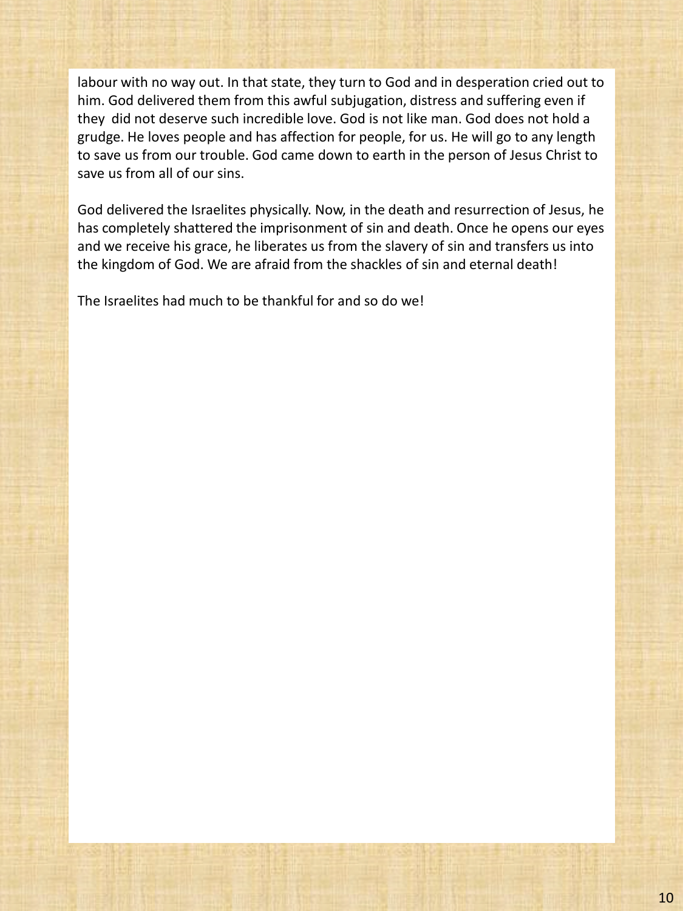labour with no way out. In that state, they turn to God and in desperation cried out to him. God delivered them from this awful subjugation, distress and suffering even if they did not deserve such incredible love. God is not like man. God does not hold a grudge. He loves people and has affection for people, for us. He will go to any length to save us from our trouble. God came down to earth in the person of Jesus Christ to save us from all of our sins.

God delivered the Israelites physically. Now, in the death and resurrection of Jesus, he has completely shattered the imprisonment of sin and death. Once he opens our eyes and we receive his grace, he liberates us from the slavery of sin and transfers us into the kingdom of God. We are afraid from the shackles of sin and eternal death!

The Israelites had much to be thankful for and so do we!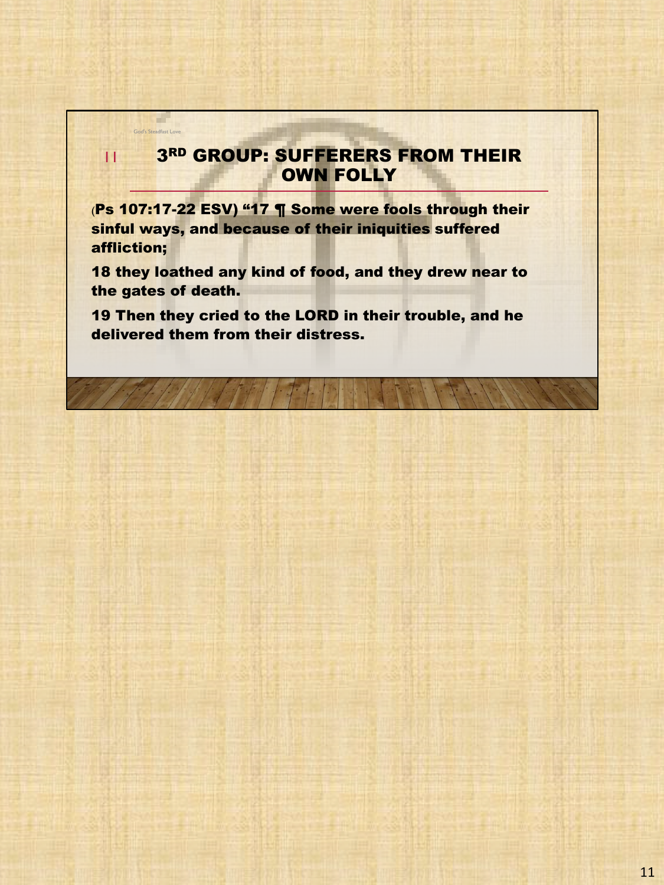## 3RD GROUP: SUFFERERS FROM THEIR OWN FOLLY

**(Ps 107:17-22 ESV) "17 ¶ Some were fools through their sinful ways, and because of their iniquities suffered affliction;**

**18 they loathed any kind of food, and they drew near to the gates of death.**

**19 Then they cried to the LORD in their trouble, and he delivered them from their distress.**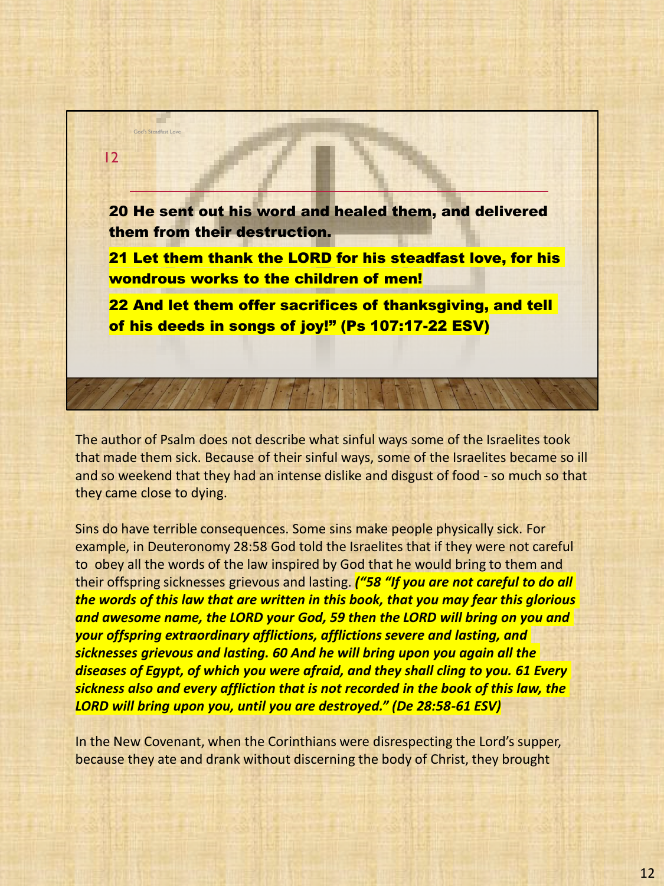God's Steadfast Love

12

**20 He sent out his word and healed them, and delivered them from their destruction.**

**21 Let them thank the LORD for his steadfast love, for his wondrous works to the children of men!**

**22 And let them offer sacrifices of thanksgiving, and tell of his deeds in songs of joy!" (Ps 107:17-22 ESV)**

The author of Psalm does not describe what sinful ways some of the Israelites took that made them sick. Because of their sinful ways, some of the Israelites became so ill and so weekend that they had an intense dislike and disgust of food - so much so that they came close to dying.

Sins do have terrible consequences. Some sins make people physically sick. For example, in Deuteronomy 28:58 God told the Israelites that if they were not careful to obey all the words of the law inspired by God that he would bring to them and their offspring sicknesses grievous and lasting. ***("58 "If you are not careful to do all the words of this law that are written in this book, that you may fear this glorious and awesome name, the LORD your God, 59 then the LORD will bring on you and your offspring extraordinary afflictions, afflictions severe and lasting, and sicknesses grievous and lasting. 60 And he will bring upon you again all the diseases of Egypt, of which you were afraid, and they shall cling to you. 61 Every sickness also and every affliction that is not recorded in the book of this law, the LORD will bring upon you, until you are destroyed." (De 28:58-61 ESV)***

In the New Covenant, when the Corinthians were disrespecting the Lord's supper, because they ate and drank without discerning the body of Christ, they brought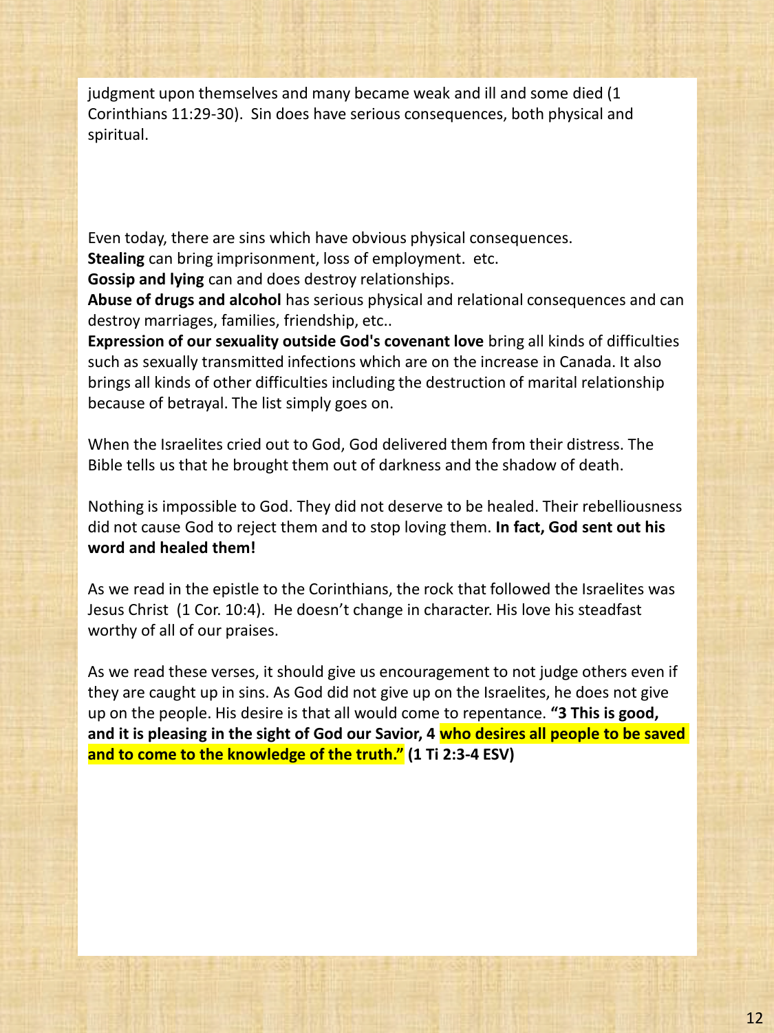judgment upon themselves and many became weak and ill and some died (1 Corinthians 11:29-30). Sin does have serious consequences, both physical and spiritual.

Even today, there are sins which have obvious physical consequences.
**Stealing** can bring imprisonment, loss of employment. etc.
**Gossip and lying** can and does destroy relationships.
**Abuse of drugs and alcohol** has serious physical and relational consequences and can destroy marriages, families, friendship, etc..
**Expression of our sexuality outside God's covenant love** bring all kinds of difficulties such as sexually transmitted infections which are on the increase in Canada. It also brings all kinds of other difficulties including the destruction of marital relationship because of betrayal. The list simply goes on.

When the Israelites cried out to God, God delivered them from their distress. The Bible tells us that he brought them out of darkness and the shadow of death.

Nothing is impossible to God. They did not deserve to be healed. Their rebelliousness did not cause God to reject them and to stop loving them. **In fact, God sent out his word and healed them!**

As we read in the epistle to the Corinthians, the rock that followed the Israelites was Jesus Christ (1 Cor. 10:4). He doesn't change in character. His love his steadfast worthy of all of our praises.

As we read these verses, it should give us encouragement to not judge others even if they are caught up in sins. As God did not give up on the Israelites, he does not give up on the people. His desire is that all would come to repentance. **"3 This is good, and it is pleasing in the sight of God our Savior, 4 who desires all people to be saved and to come to the knowledge of the truth." (1 Ti 2:3-4 ESV)**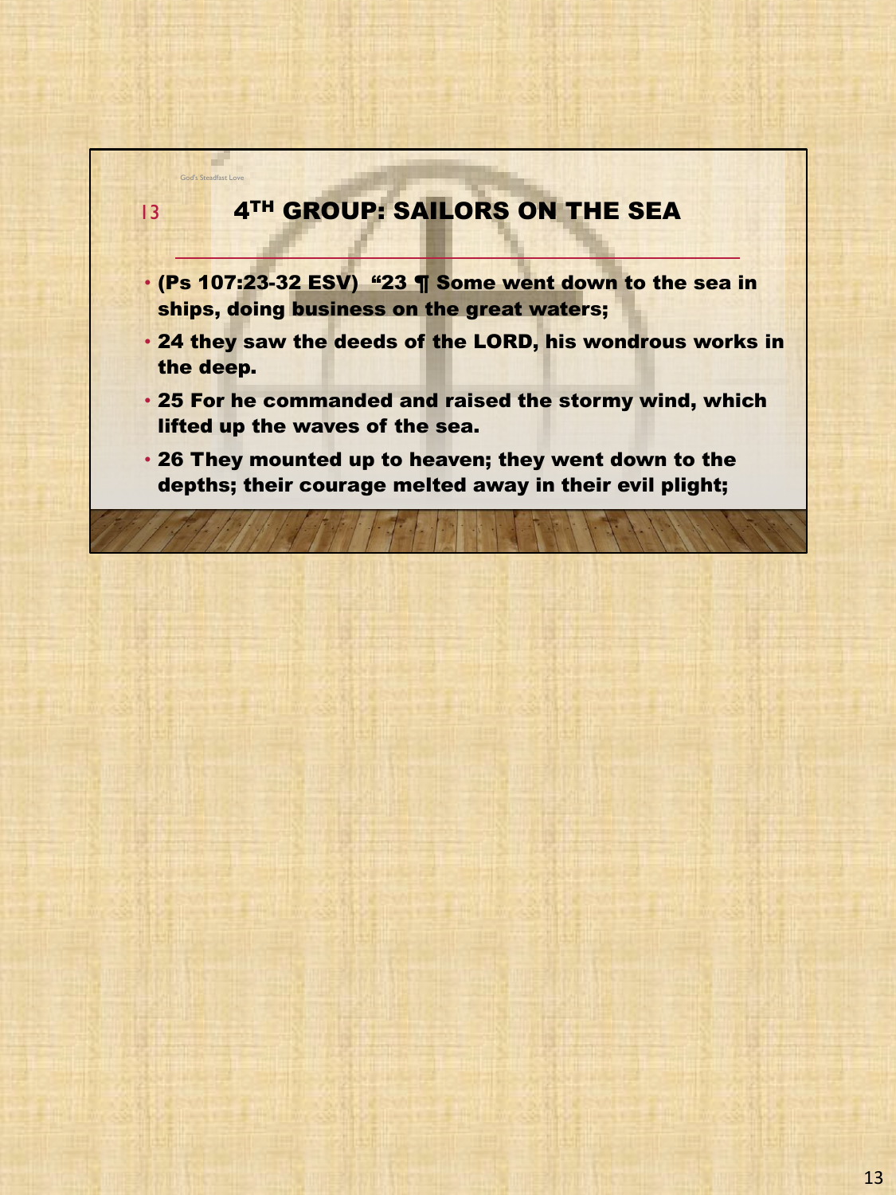## 4TH GROUP: SAILORS ON THE SEA

- **(Ps 107:23-32 ESV) "23 ¶ Some went down to the sea in ships, doing business on the great waters;**
- **24 they saw the deeds of the LORD, his wondrous works in the deep.**
- **25 For he commanded and raised the stormy wind, which lifted up the waves of the sea.**
- **26 They mounted up to heaven; they went down to the depths; their courage melted away in their evil plight;**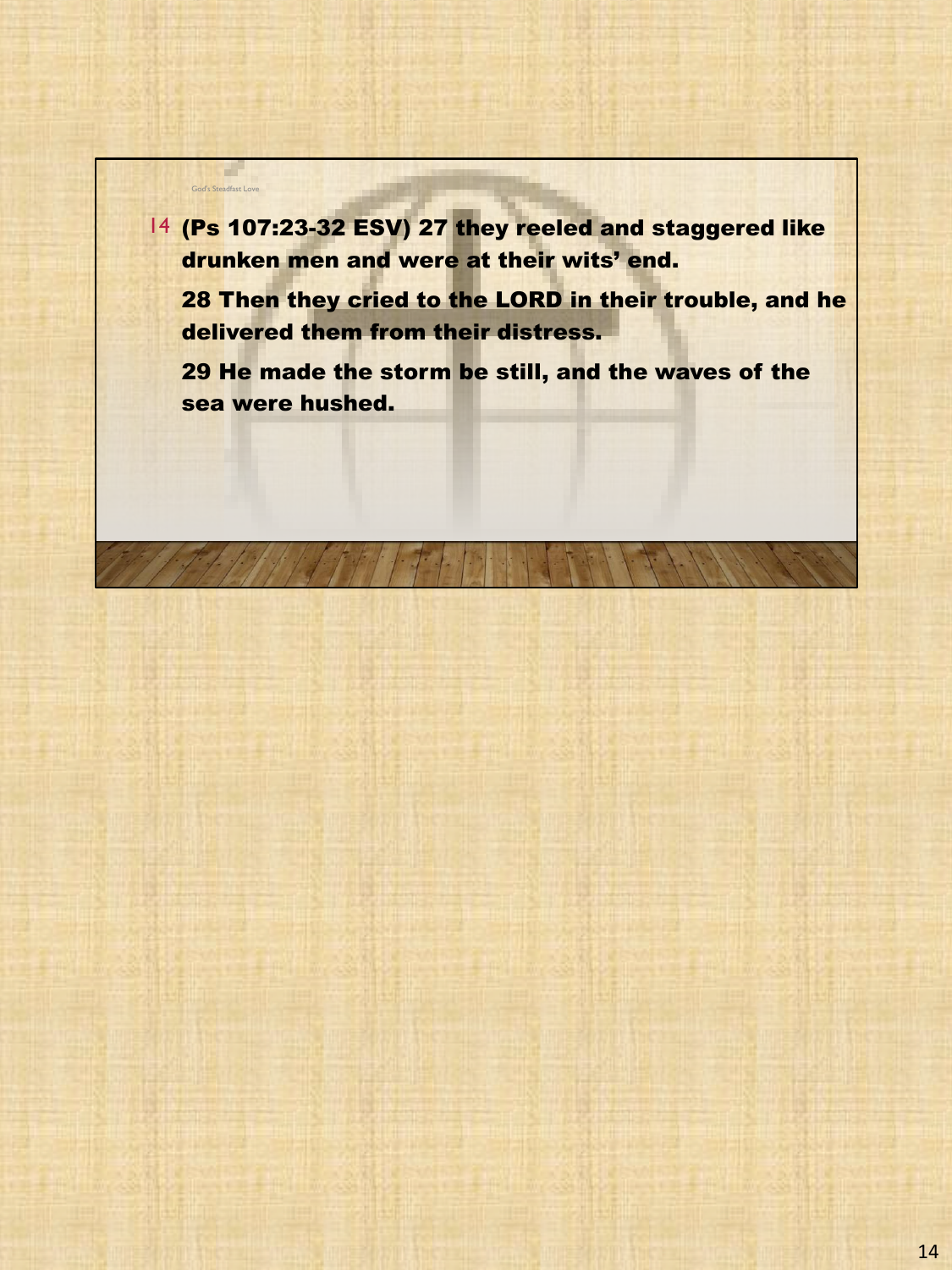14 **(Ps 107:23-32 ESV) 27 they reeled and staggered like drunken men and were at their wits' end.**

**28 Then they cried to the LORD in their trouble, and he delivered them from their distress.**

**29 He made the storm be still, and the waves of the sea were hushed.**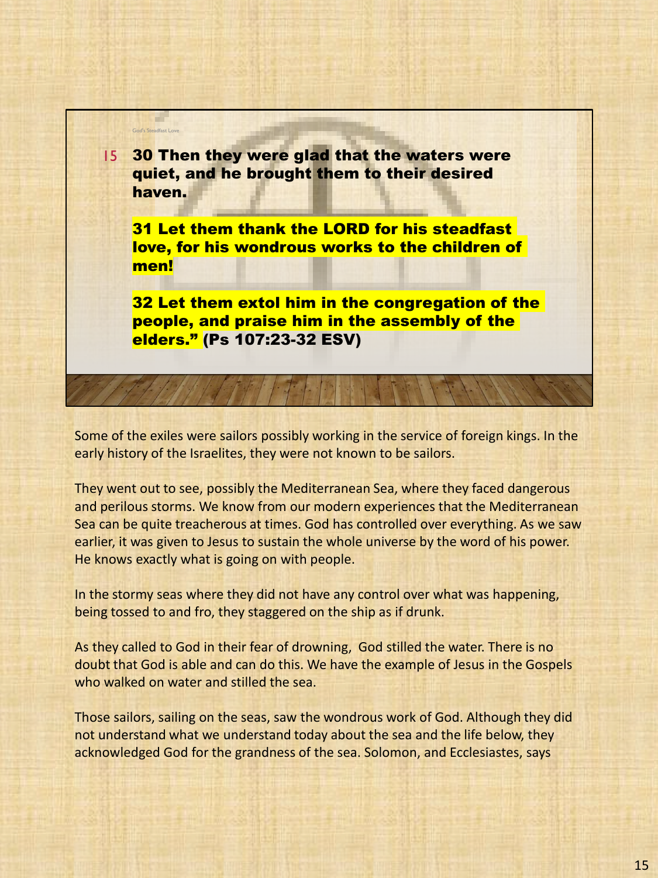God's Steadfast Love

15 **30 Then they were glad that the waters were quiet, and he brought them to their desired haven.**

**31 Let them thank the LORD for his steadfast love, for his wondrous works to the children of men!**

**32 Let them extol him in the congregation of the people, and praise him in the assembly of the elders." (Ps 107:23-32 ESV)**

Some of the exiles were sailors possibly working in the service of foreign kings. In the early history of the Israelites, they were not known to be sailors.

They went out to see, possibly the Mediterranean Sea, where they faced dangerous and perilous storms. We know from our modern experiences that the Mediterranean Sea can be quite treacherous at times. God has controlled over everything. As we saw earlier, it was given to Jesus to sustain the whole universe by the word of his power. He knows exactly what is going on with people.

In the stormy seas where they did not have any control over what was happening, being tossed to and fro, they staggered on the ship as if drunk.

As they called to God in their fear of drowning, God stilled the water. There is no doubt that God is able and can do this. We have the example of Jesus in the Gospels who walked on water and stilled the sea.

Those sailors, sailing on the seas, saw the wondrous work of God. Although they did not understand what we understand today about the sea and the life below, they acknowledged God for the grandness of the sea. Solomon, and Ecclesiastes, says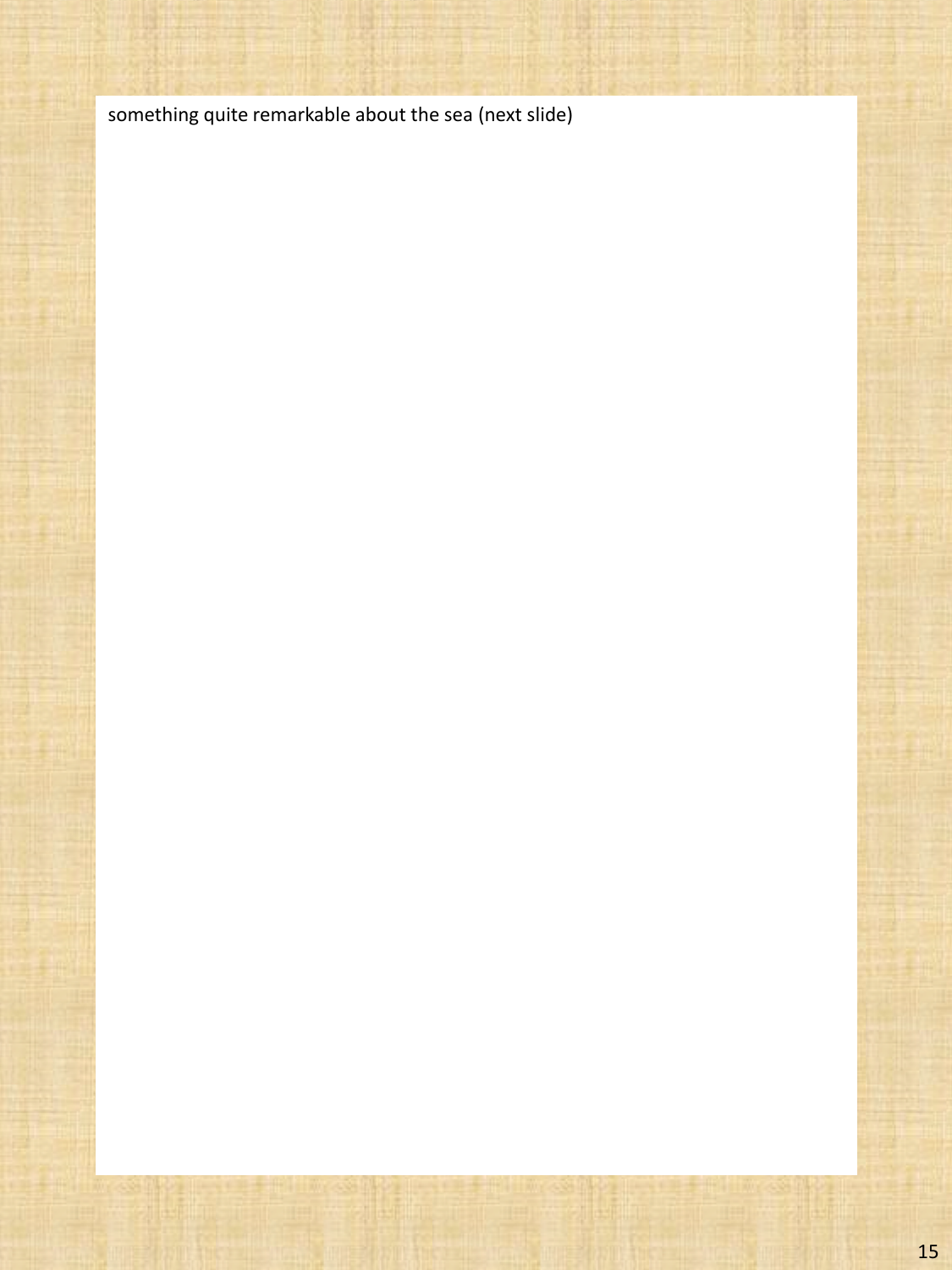something quite remarkable about the sea (next slide)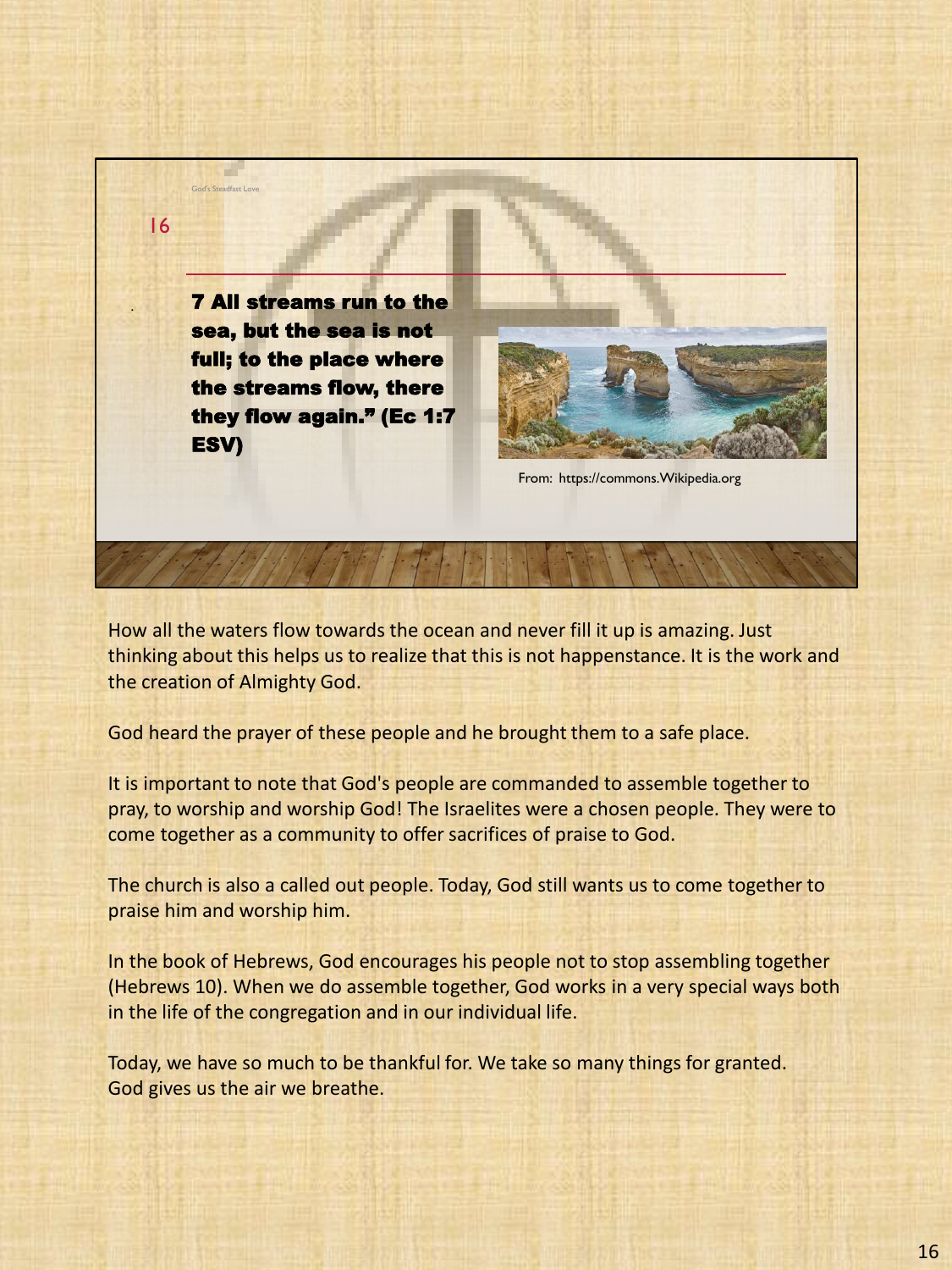God's Steadfast Love

16

**7 All streams run to the sea, but the sea is not full; to the place where the streams flow, there they flow again." (Ec 1:7 ESV)**

From: https://commons.Wikipedia.org

How all the waters flow towards the ocean and never fill it up is amazing. Just thinking about this helps us to realize that this is not happenstance. It is the work and the creation of Almighty God.

God heard the prayer of these people and he brought them to a safe place.

It is important to note that God's people are commanded to assemble together to pray, to worship and worship God! The Israelites were a chosen people. They were to come together as a community to offer sacrifices of praise to God.

The church is also a called out people. Today, God still wants us to come together to praise him and worship him.

In the book of Hebrews, God encourages his people not to stop assembling together (Hebrews 10). When we do assemble together, God works in a very special ways both in the life of the congregation and in our individual life.

Today, we have so much to be thankful for. We take so many things for granted. God gives us the air we breathe.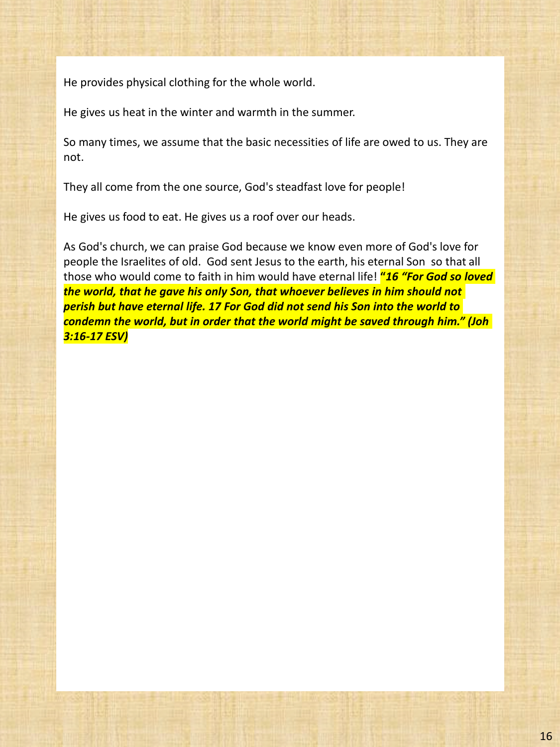He provides physical clothing for the whole world.

He gives us heat in the winter and warmth in the summer.

So many times, we assume that the basic necessities of life are owed to us. They are not.

They all come from the one source, God's steadfast love for people!

He gives us food to eat. He gives us a roof over our heads.

As God's church, we can praise God because we know even more of God's love for people the Israelites of old. God sent Jesus to the earth, his eternal Son so that all those who would come to faith in him would have eternal life! ***"16 "For God so loved the world, that he gave his only Son, that whoever believes in him should not perish but have eternal life. 17 For God did not send his Son into the world to condemn the world, but in order that the world might be saved through him." (Joh 3:16-17 ESV)***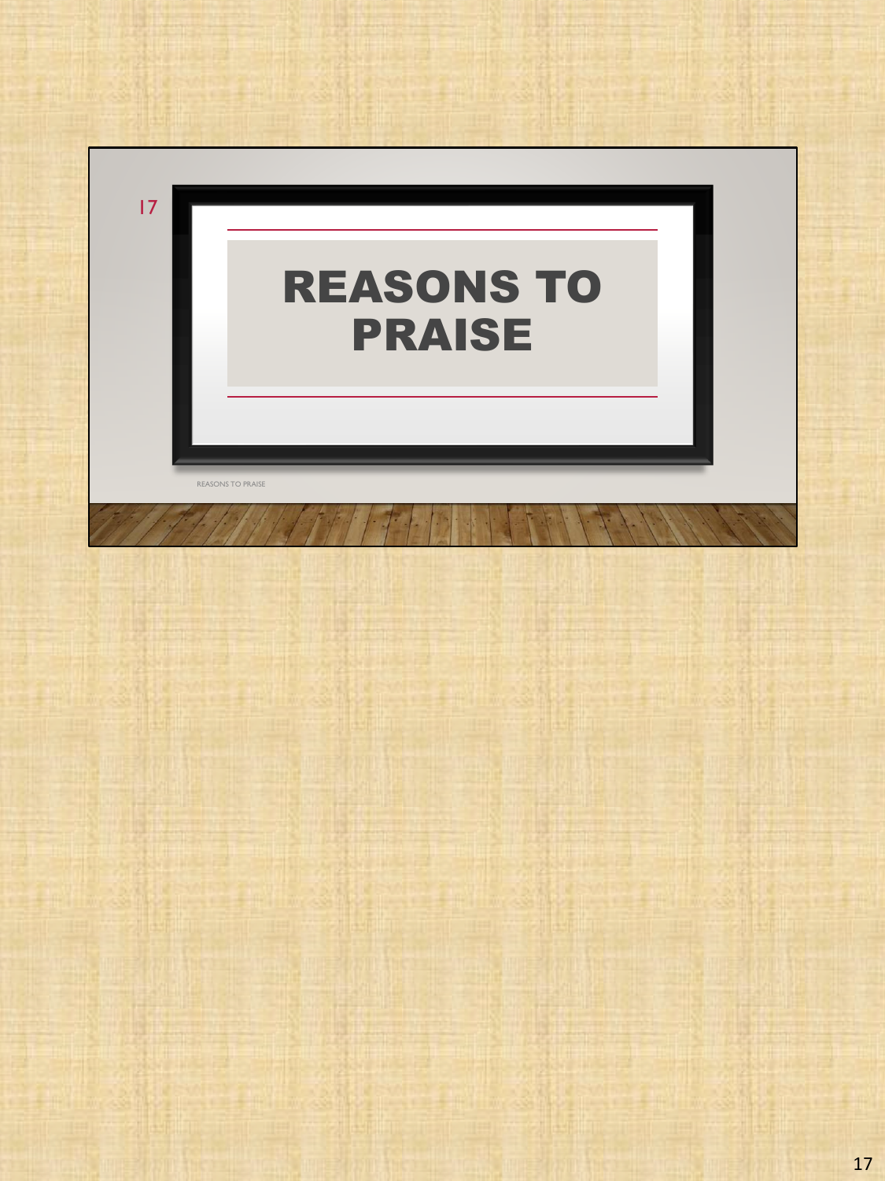# REASONS TO PRAISE

REASONS TO PRAISE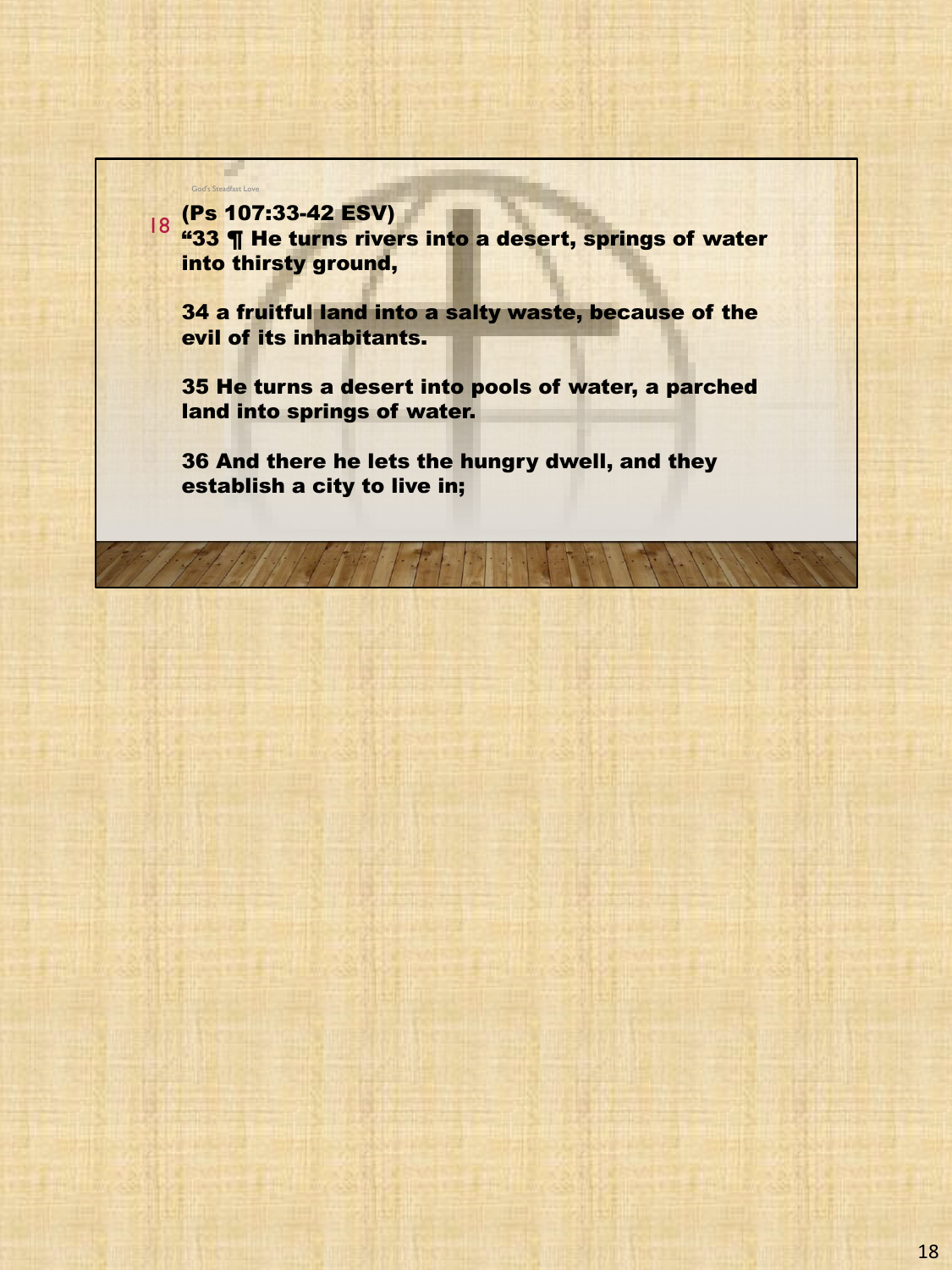(Ps 107:33-42 ESV)

“33 ¶ He turns rivers into a desert, springs of water into thirsty ground,

34 a fruitful land into a salty waste, because of the evil of its inhabitants.

35 He turns a desert into pools of water, a parched land into springs of water.

36 And there he lets the hungry dwell, and they establish a city to live in;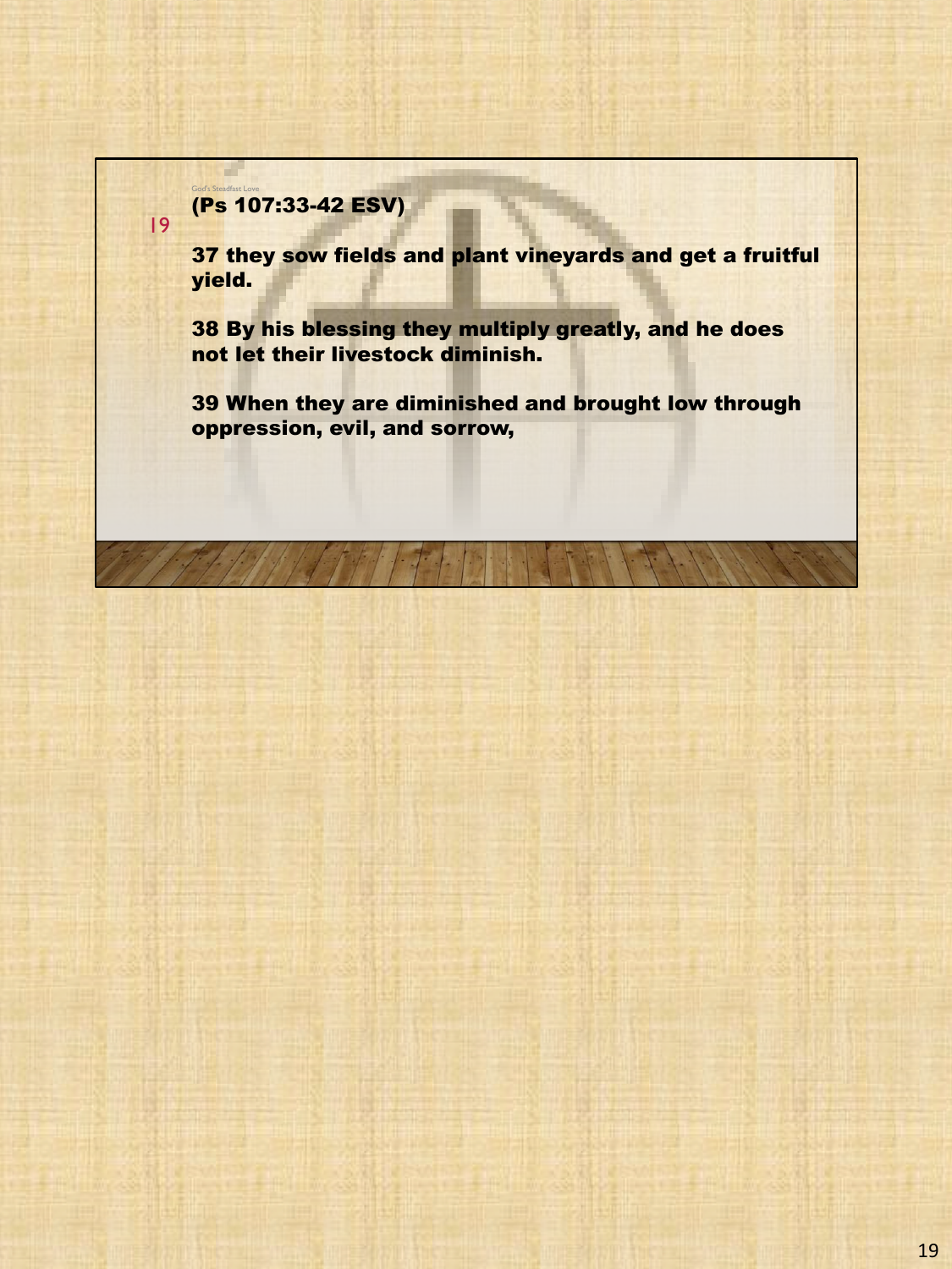God's Steadfast Love

**(Ps 107:33-42 ESV)**

**37 they sow fields and plant vineyards and get a fruitful yield.**

**38 By his blessing they multiply greatly, and he does not let their livestock diminish.**

**39 When they are diminished and brought low through oppression, evil, and sorrow,**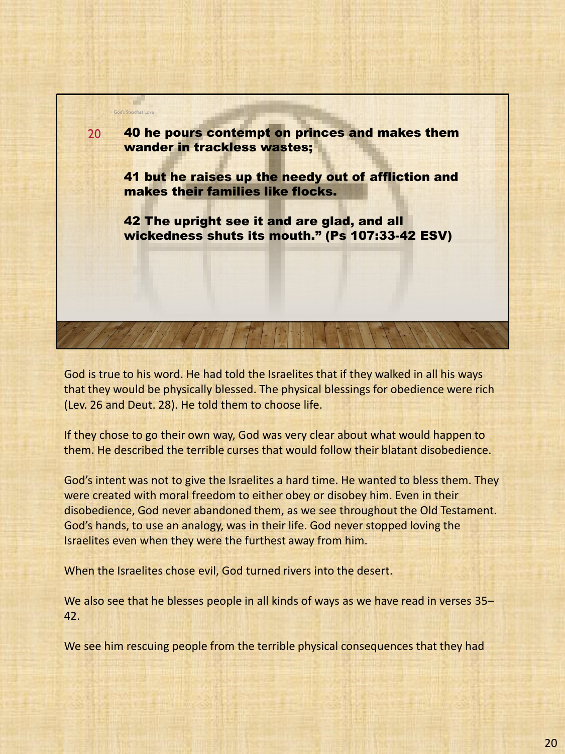God's Steadfast Love

**40 he pours contempt on princes and makes them wander in trackless wastes;**

**41 but he raises up the needy out of affliction and makes their families like flocks.**

**42 The upright see it and are glad, and all wickedness shuts its mouth." (Ps 107:33-42 ESV)**

God is true to his word. He had told the Israelites that if they walked in all his ways that they would be physically blessed. The physical blessings for obedience were rich (Lev. 26 and Deut. 28). He told them to choose life.

If they chose to go their own way, God was very clear about what would happen to them. He described the terrible curses that would follow their blatant disobedience.

God's intent was not to give the Israelites a hard time. He wanted to bless them. They were created with moral freedom to either obey or disobey him. Even in their disobedience, God never abandoned them, as we see throughout the Old Testament. God's hands, to use an analogy, was in their life. God never stopped loving the Israelites even when they were the furthest away from him.

When the Israelites chose evil, God turned rivers into the desert.

We also see that he blesses people in all kinds of ways as we have read in verses 35–42.

We see him rescuing people from the terrible physical consequences that they had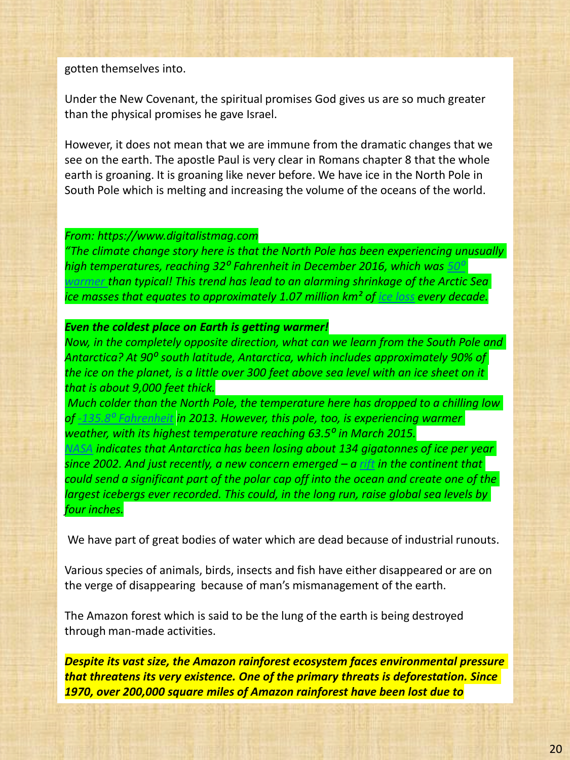gotten themselves into.

Under the New Covenant, the spiritual promises God gives us are so much greater than the physical promises he gave Israel.

However, it does not mean that we are immune from the dramatic changes that we see on the earth. The apostle Paul is very clear in Romans chapter 8 that the whole earth is groaning. It is groaning like never before. We have ice in the North Pole in South Pole which is melting and increasing the volume of the oceans of the world.

*From: https://www.digitalistmag.com*
*"The climate change story here is that the North Pole has been experiencing unusually high temperatures, reaching 32$^{o}$ Fahrenheit in December 2016, which was 50$^{o}$ warmer than typical! This trend has lead to an alarming shrinkage of the Arctic Sea ice masses that equates to approximately 1.07 million km² of ice loss every decade.*

***Even the coldest place on Earth is getting warmer!***
*Now, in the completely opposite direction, what can we learn from the South Pole and Antarctica? At 90$^{o}$ south latitude, Antarctica, which includes approximately 90% of the ice on the planet, is a little over 300 feet above sea level with an ice sheet on it that is about 9,000 feet thick.*
*Much colder than the North Pole, the temperature here has dropped to a chilling low of -135.8$^{o}$ Fahrenheit in 2013. However, this pole, too, is experiencing warmer weather, with its highest temperature reaching 63.5$^{o}$ in March 2015.*
*NASA indicates that Antarctica has been losing about 134 gigatonnes of ice per year since 2002. And just recently, a new concern emerged – a rift in the continent that could send a significant part of the polar cap off into the ocean and create one of the largest icebergs ever recorded. This could, in the long run, raise global sea levels by four inches.*

We have part of great bodies of water which are dead because of industrial runouts.

Various species of animals, birds, insects and fish have either disappeared or are on the verge of disappearing because of man's mismanagement of the earth.

The Amazon forest which is said to be the lung of the earth is being destroyed through man-made activities.

***Despite its vast size, the Amazon rainforest ecosystem faces environmental pressure that threatens its very existence. One of the primary threats is deforestation. Since 1970, over 200,000 square miles of Amazon rainforest have been lost due to***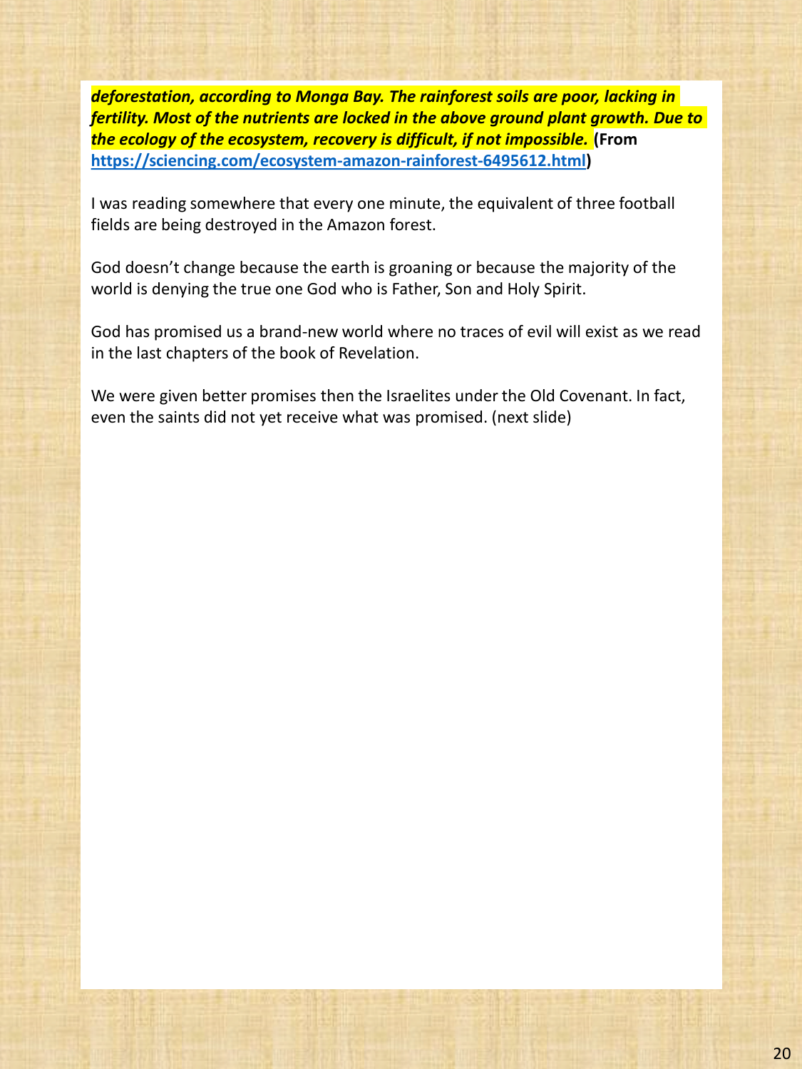***deforestation, according to Monga Bay. The rainforest soils are poor, lacking in fertility. Most of the nutrients are locked in the above ground plant growth. Due to the ecology of the ecosystem, recovery is difficult, if not impossible.*** **(From [https://sciencing.com/ecosystem-amazon-rainforest-6495612.html](https://sciencing.com/ecosystem-amazon-rainforest-6495612.html))**

I was reading somewhere that every one minute, the equivalent of three football fields are being destroyed in the Amazon forest.

God doesn't change because the earth is groaning or because the majority of the world is denying the true one God who is Father, Son and Holy Spirit.

God has promised us a brand-new world where no traces of evil will exist as we read in the last chapters of the book of Revelation.

We were given better promises then the Israelites under the Old Covenant. In fact, even the saints did not yet receive what was promised. (next slide)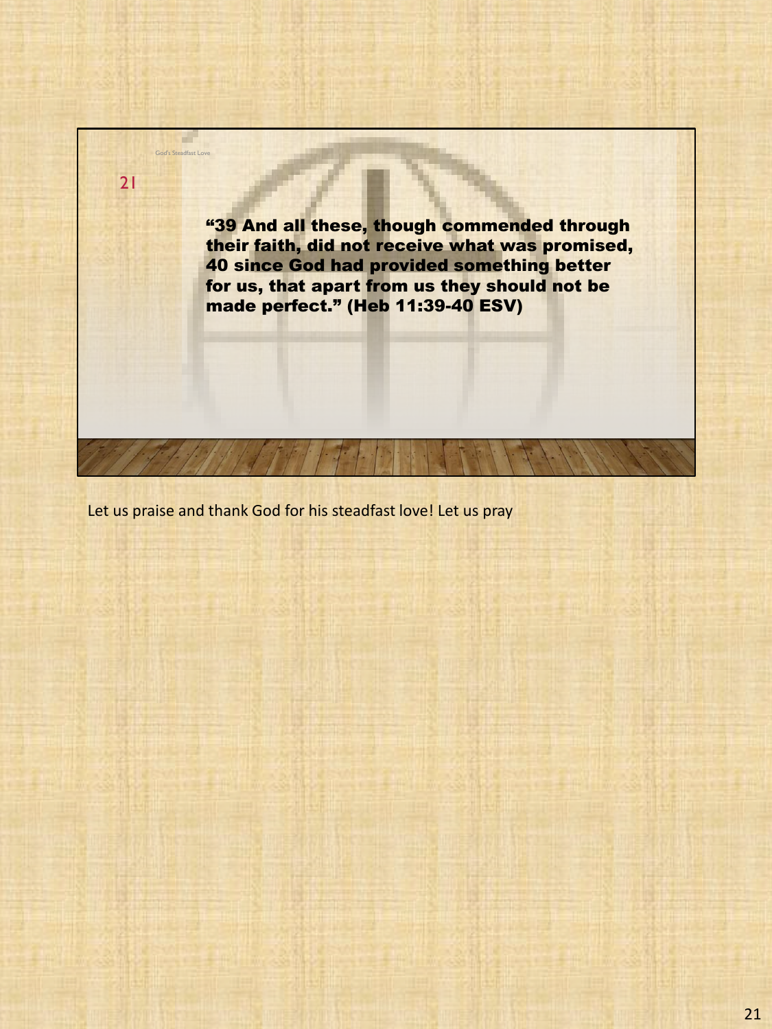“39 And all these, though commended through their faith, did not receive what was promised, 40 since God had provided something better for us, that apart from us they should not be made perfect.” (Heb 11:39-40 ESV)

Let us praise and thank God for his steadfast love! Let us pray